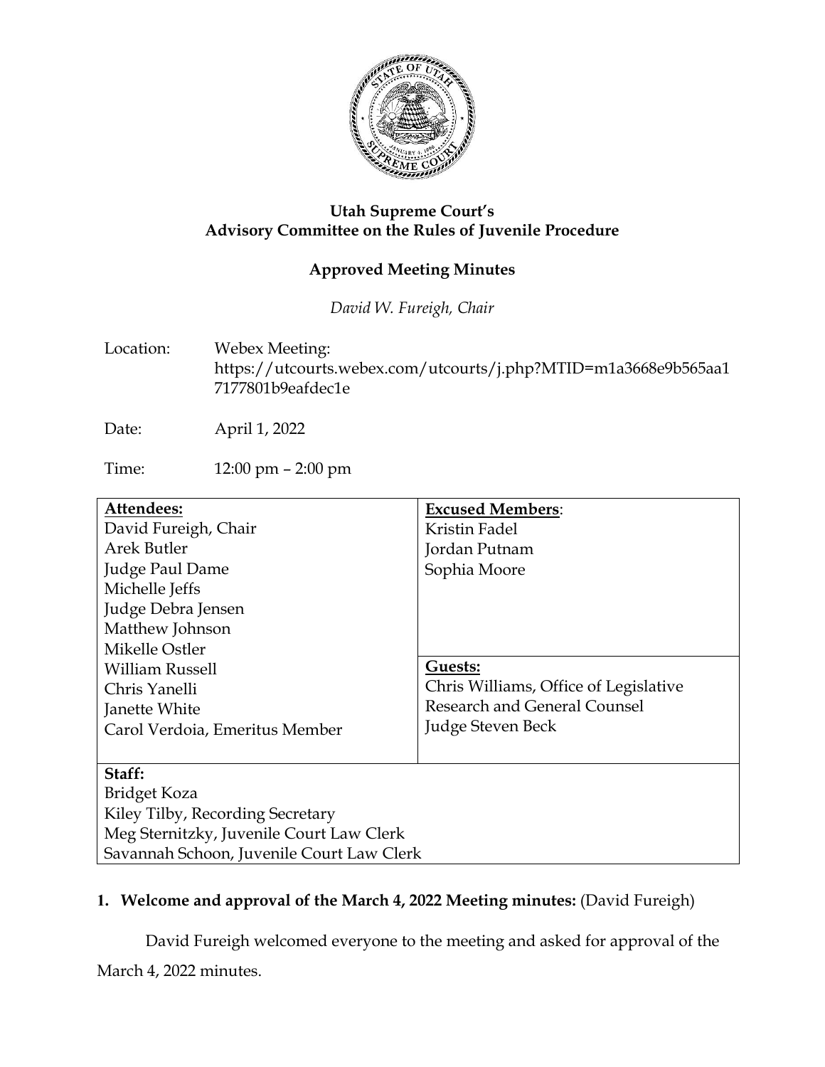**Utah Supreme Court's**
**Advisory Committee on the Rules of Juvenile Procedure**

**Approved Meeting Minutes**

*David W. Fureigh, Chair*

Location: Webex Meeting: https://utcourts.webex.com/utcourts/j.php?MTID=m1a3668e9b565aa17177801b9eafdec1e

Date: April 1, 2022

Time: 12:00 pm – 2:00 pm

| **Attendees:** | **Excused Members**: |
|---|---|
| David Fureigh, Chair | Kristin Fadel |
| Arek Butler | Jordan Putnam |
| Judge Paul Dame | Sophia Moore |
| Michelle Jeffs | |
| Judge Debra Jensen | |
| Matthew Johnson | |
| Mikelle Ostler | |
| William Russell | **Guests:** |
| Chris Yanelli | Chris Williams, Office of Legislative Research and General Counsel |
| Janette White | Judge Steven Beck |
| Carol Verdoia, Emeritus Member | |
| **Staff:** | |
| Bridget Koza | |
| Kiley Tilby, Recording Secretary | |
| Meg Sternitzky, Juvenile Court Law Clerk | |
| Savannah Schoon, Juvenile Court Law Clerk | |

**1. Welcome and approval of the March 4, 2022 Meeting minutes:** (David Fureigh)

David Fureigh welcomed everyone to the meeting and asked for approval of the March 4, 2022 minutes.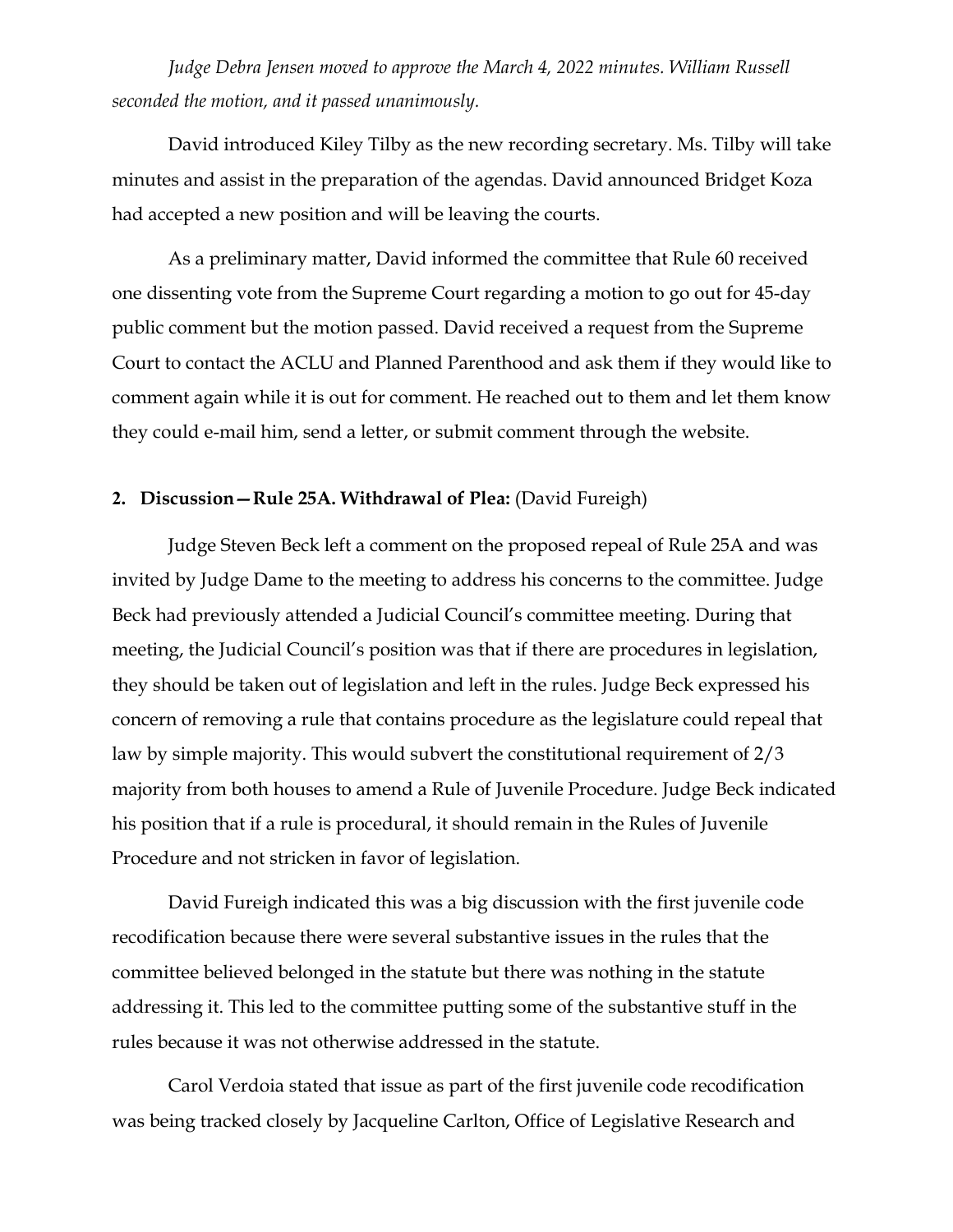*Judge Debra Jensen moved to approve the March 4, 2022 minutes. William Russell seconded the motion, and it passed unanimously.*

David introduced Kiley Tilby as the new recording secretary. Ms. Tilby will take minutes and assist in the preparation of the agendas. David announced Bridget Koza had accepted a new position and will be leaving the courts.

As a preliminary matter, David informed the committee that Rule 60 received one dissenting vote from the Supreme Court regarding a motion to go out for 45-day public comment but the motion passed. David received a request from the Supreme Court to contact the ACLU and Planned Parenthood and ask them if they would like to comment again while it is out for comment. He reached out to them and let them know they could e-mail him, send a letter, or submit comment through the website.

**2. Discussion—Rule 25A. Withdrawal of Plea:** (David Fureigh)

Judge Steven Beck left a comment on the proposed repeal of Rule 25A and was invited by Judge Dame to the meeting to address his concerns to the committee. Judge Beck had previously attended a Judicial Council's committee meeting. During that meeting, the Judicial Council's position was that if there are procedures in legislation, they should be taken out of legislation and left in the rules. Judge Beck expressed his concern of removing a rule that contains procedure as the legislature could repeal that law by simple majority. This would subvert the constitutional requirement of 2/3 majority from both houses to amend a Rule of Juvenile Procedure. Judge Beck indicated his position that if a rule is procedural, it should remain in the Rules of Juvenile Procedure and not stricken in favor of legislation.

David Fureigh indicated this was a big discussion with the first juvenile code recodification because there were several substantive issues in the rules that the committee believed belonged in the statute but there was nothing in the statute addressing it. This led to the committee putting some of the substantive stuff in the rules because it was not otherwise addressed in the statute.

Carol Verdoia stated that issue as part of the first juvenile code recodification was being tracked closely by Jacqueline Carlton, Office of Legislative Research and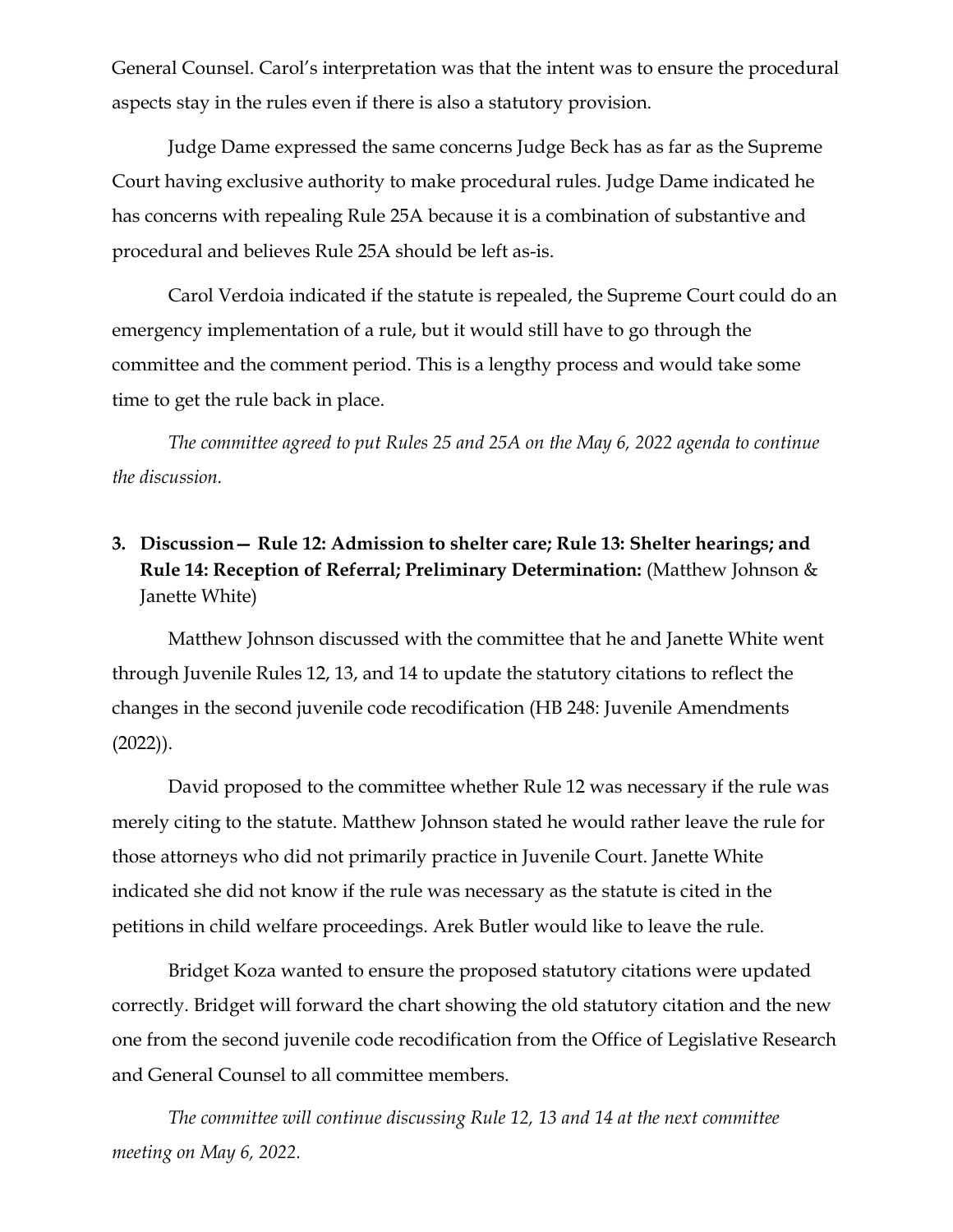General Counsel. Carol's interpretation was that the intent was to ensure the procedural aspects stay in the rules even if there is also a statutory provision.

Judge Dame expressed the same concerns Judge Beck has as far as the Supreme Court having exclusive authority to make procedural rules. Judge Dame indicated he has concerns with repealing Rule 25A because it is a combination of substantive and procedural and believes Rule 25A should be left as-is.

Carol Verdoia indicated if the statute is repealed, the Supreme Court could do an emergency implementation of a rule, but it would still have to go through the committee and the comment period. This is a lengthy process and would take some time to get the rule back in place.

*The committee agreed to put Rules 25 and 25A on the May 6, 2022 agenda to continue the discussion.*

3. **Discussion— Rule 12: Admission to shelter care; Rule 13: Shelter hearings; and Rule 14: Reception of Referral; Preliminary Determination:** (Matthew Johnson & Janette White)

Matthew Johnson discussed with the committee that he and Janette White went through Juvenile Rules 12, 13, and 14 to update the statutory citations to reflect the changes in the second juvenile code recodification (HB 248: Juvenile Amendments (2022)).

David proposed to the committee whether Rule 12 was necessary if the rule was merely citing to the statute. Matthew Johnson stated he would rather leave the rule for those attorneys who did not primarily practice in Juvenile Court. Janette White indicated she did not know if the rule was necessary as the statute is cited in the petitions in child welfare proceedings. Arek Butler would like to leave the rule.

Bridget Koza wanted to ensure the proposed statutory citations were updated correctly. Bridget will forward the chart showing the old statutory citation and the new one from the second juvenile code recodification from the Office of Legislative Research and General Counsel to all committee members.

*The committee will continue discussing Rule 12, 13 and 14 at the next committee meeting on May 6, 2022.*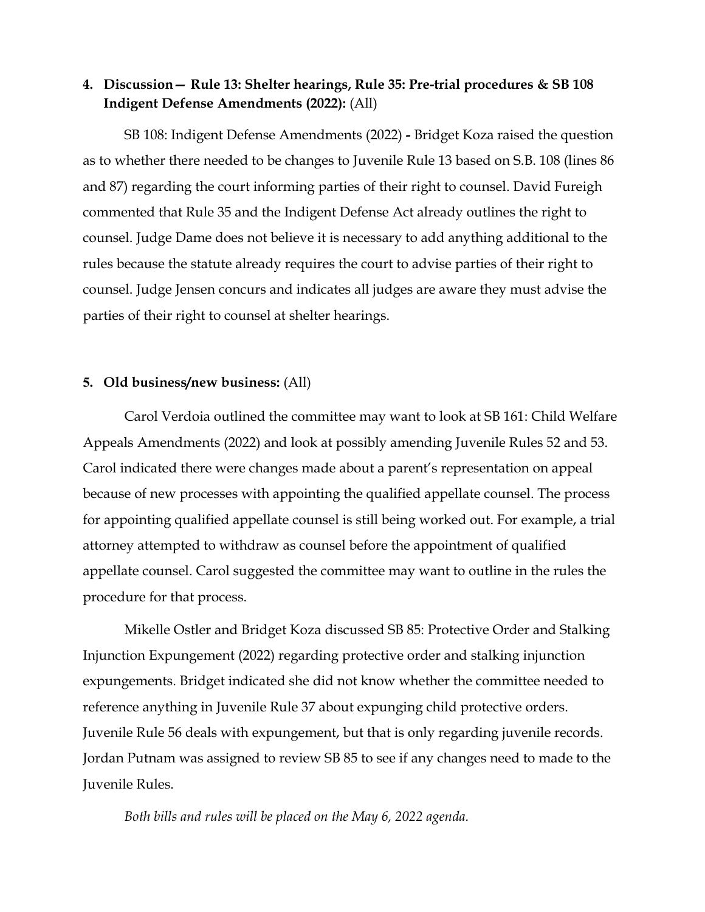**4. Discussion— Rule 13: Shelter hearings, Rule 35: Pre-trial procedures & SB 108 Indigent Defense Amendments (2022):** (All)

SB 108: Indigent Defense Amendments (2022) **-** Bridget Koza raised the question as to whether there needed to be changes to Juvenile Rule 13 based on S.B. 108 (lines 86 and 87) regarding the court informing parties of their right to counsel. David Fureigh commented that Rule 35 and the Indigent Defense Act already outlines the right to counsel. Judge Dame does not believe it is necessary to add anything additional to the rules because the statute already requires the court to advise parties of their right to counsel. Judge Jensen concurs and indicates all judges are aware they must advise the parties of their right to counsel at shelter hearings.

**5. Old business/new business:** (All)

Carol Verdoia outlined the committee may want to look at SB 161: Child Welfare Appeals Amendments (2022) and look at possibly amending Juvenile Rules 52 and 53. Carol indicated there were changes made about a parent's representation on appeal because of new processes with appointing the qualified appellate counsel. The process for appointing qualified appellate counsel is still being worked out. For example, a trial attorney attempted to withdraw as counsel before the appointment of qualified appellate counsel. Carol suggested the committee may want to outline in the rules the procedure for that process.

Mikelle Ostler and Bridget Koza discussed SB 85: Protective Order and Stalking Injunction Expungement (2022) regarding protective order and stalking injunction expungements. Bridget indicated she did not know whether the committee needed to reference anything in Juvenile Rule 37 about expunging child protective orders. Juvenile Rule 56 deals with expungement, but that is only regarding juvenile records. Jordan Putnam was assigned to review SB 85 to see if any changes need to made to the Juvenile Rules.

*Both bills and rules will be placed on the May 6, 2022 agenda.*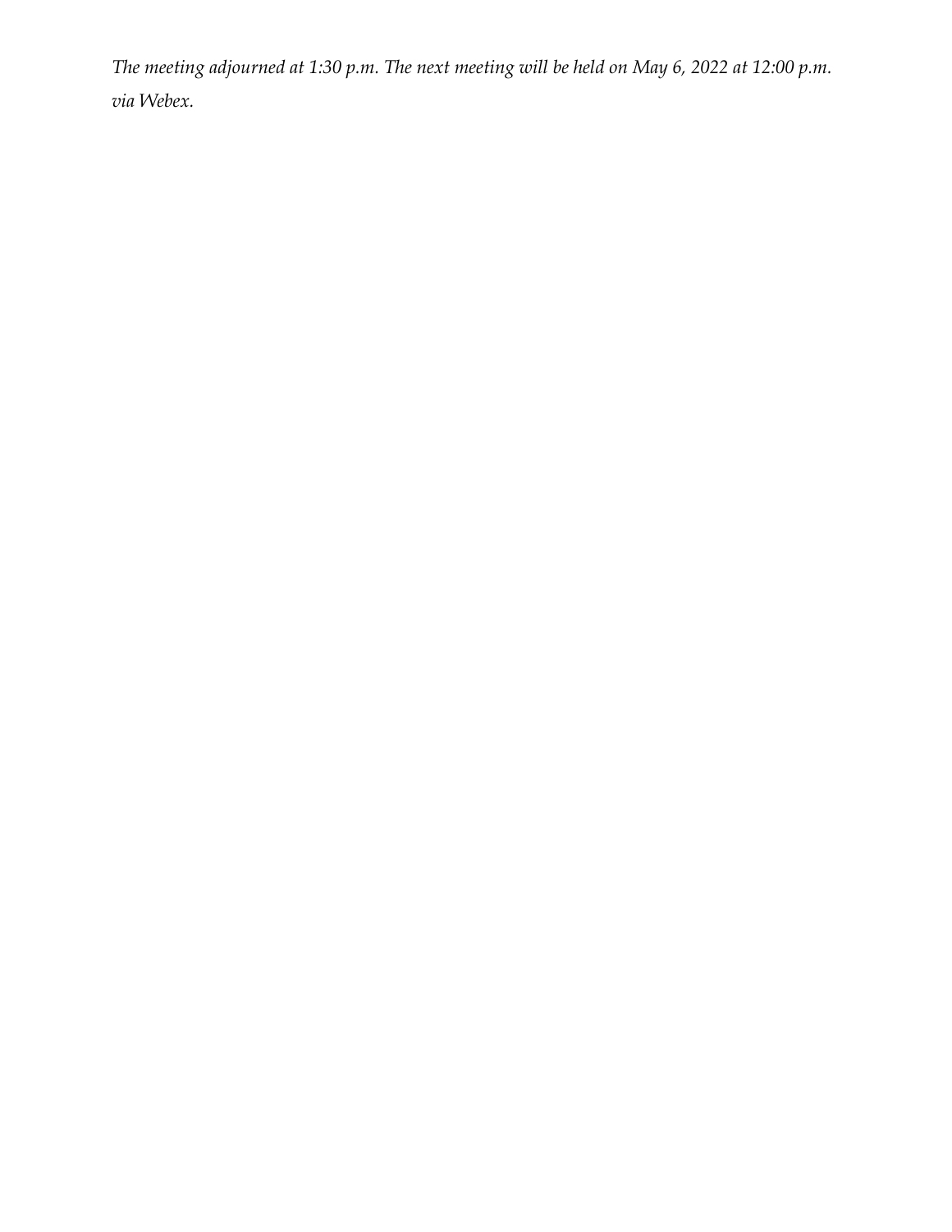*The meeting adjourned at 1:30 p.m. The next meeting will be held on May 6, 2022 at 12:00 p.m. via Webex.*